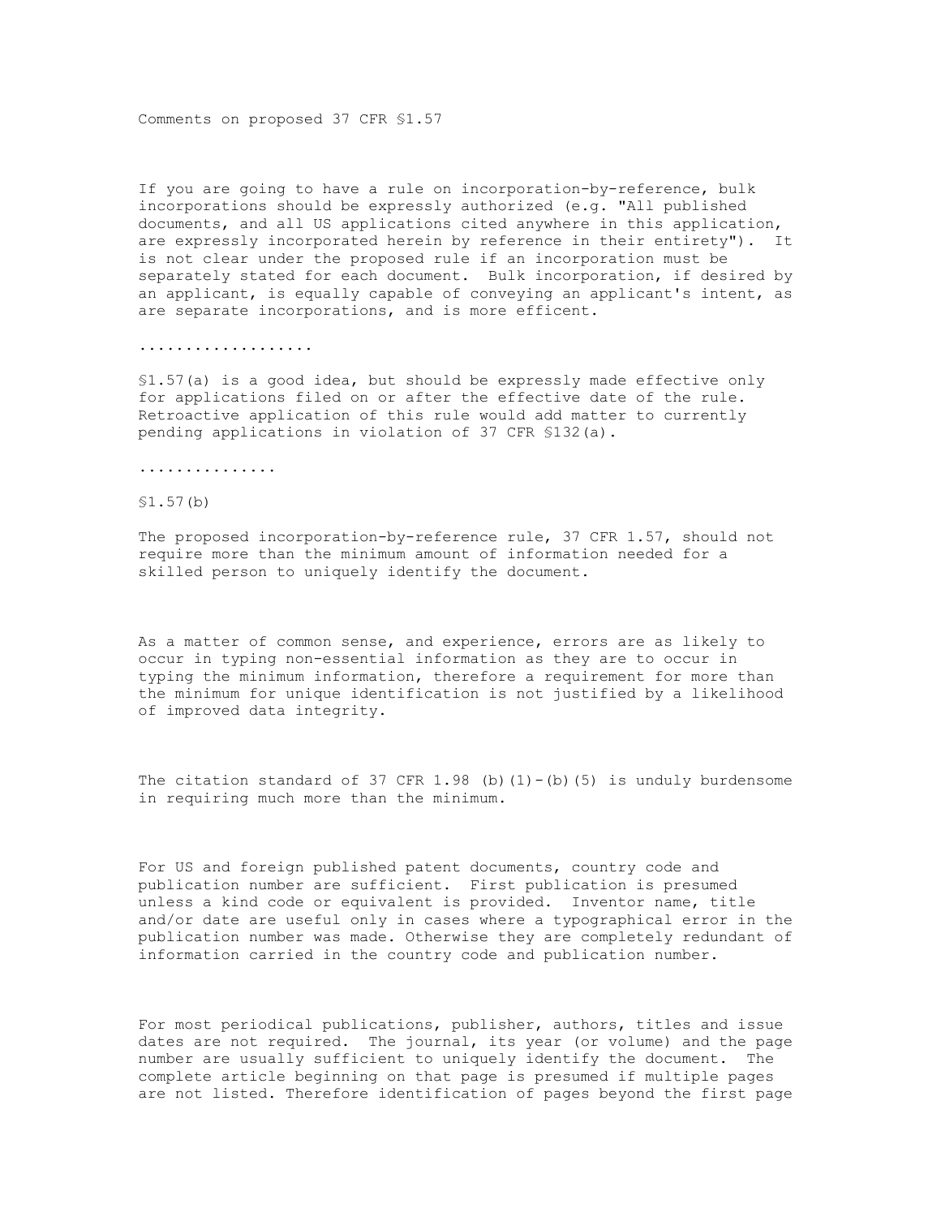Comments on proposed 37 CFR §1.57

If you are going to have a rule on incorporation-by-reference, bulk incorporations should be expressly authorized (e.g. "All published documents, and all US applications cited anywhere in this application, are expressly incorporated herein by reference in their entirety"). It is not clear under the proposed rule if an incorporation must be separately stated for each document. Bulk incorporation, if desired by an applicant, is equally capable of conveying an applicant's intent, as are separate incorporations, and is more efficent.

..................

§1.57(a) is a good idea, but should be expressly made effective only for applications filed on or after the effective date of the rule. Retroactive application of this rule would add matter to currently pending applications in violation of 37 CFR §132(a).

...............

§1.57(b)

The proposed incorporation-by-reference rule, 37 CFR 1.57, should not require more than the minimum amount of information needed for a skilled person to uniquely identify the document.

As a matter of common sense, and experience, errors are as likely to occur in typing non-essential information as they are to occur in typing the minimum information, therefore a requirement for more than the minimum for unique identification is not justified by a likelihood of improved data integrity.

The citation standard of 37 CFR 1.98 (b)(1)-(b)(5) is unduly burdensome in requiring much more than the minimum.

For US and foreign published patent documents, country code and publication number are sufficient. First publication is presumed unless a kind code or equivalent is provided. Inventor name, title and/or date are useful only in cases where a typographical error in the publication number was made. Otherwise they are completely redundant of information carried in the country code and publication number.

For most periodical publications, publisher, authors, titles and issue dates are not required. The journal, its year (or volume) and the page number are usually sufficient to uniquely identify the document. The complete article beginning on that page is presumed if multiple pages are not listed. Therefore identification of pages beyond the first page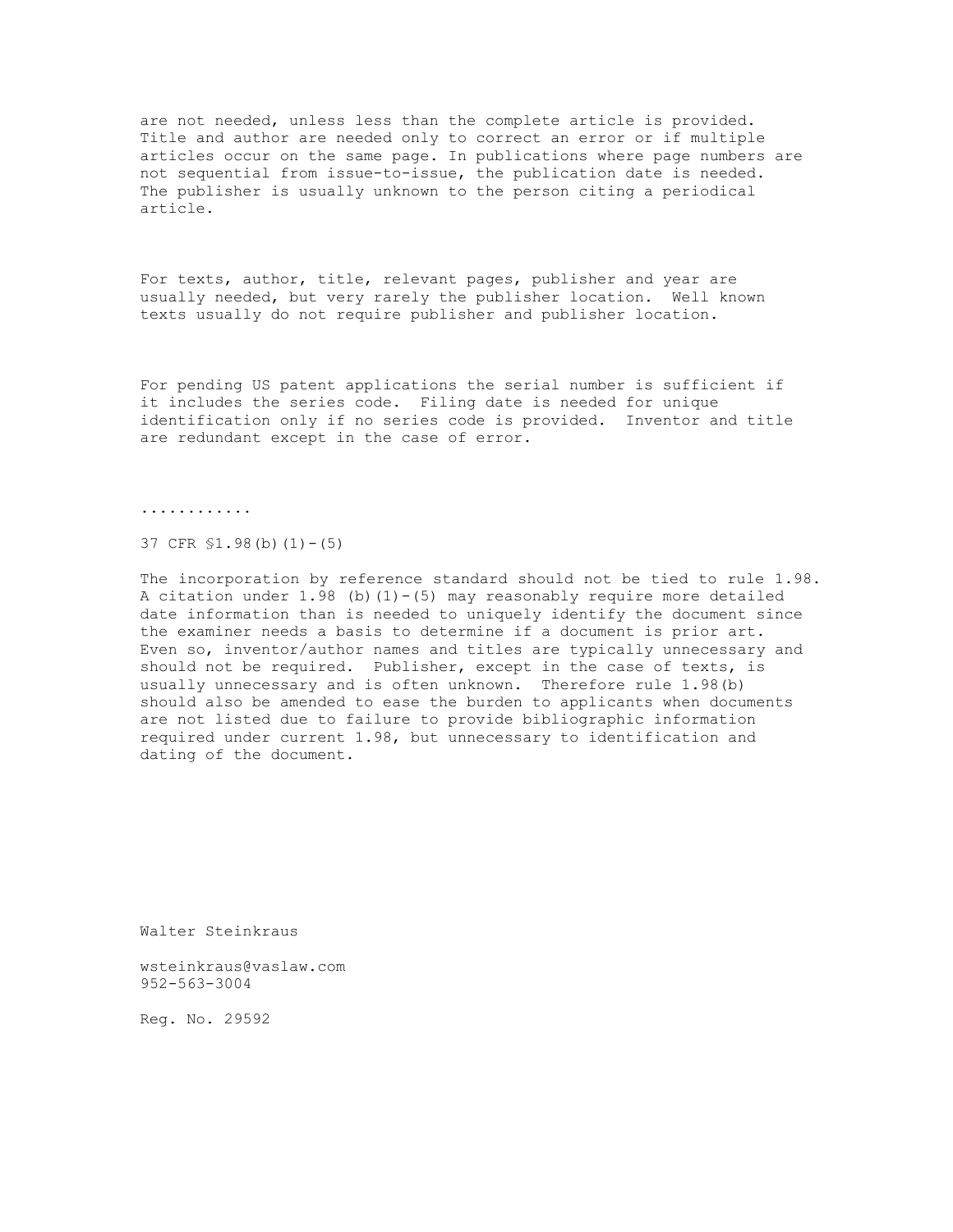are not needed, unless less than the complete article is provided. Title and author are needed only to correct an error or if multiple articles occur on the same page. In publications where page numbers are not sequential from issue-to-issue, the publication date is needed. The publisher is usually unknown to the person citing a periodical article.

For texts, author, title, relevant pages, publisher and year are usually needed, but very rarely the publisher location. Well known texts usually do not require publisher and publisher location.

For pending US patent applications the serial number is sufficient if it includes the series code. Filing date is needed for unique identification only if no series code is provided. Inventor and title are redundant except in the case of error.

............

37 CFR §1.98(b)(1)-(5)

The incorporation by reference standard should not be tied to rule 1.98. A citation under 1.98 (b)(1)-(5) may reasonably require more detailed date information than is needed to uniquely identify the document since the examiner needs a basis to determine if a document is prior art. Even so, inventor/author names and titles are typically unnecessary and should not be required. Publisher, except in the case of texts, is usually unnecessary and is often unknown. Therefore rule 1.98(b) should also be amended to ease the burden to applicants when documents are not listed due to failure to provide bibliographic information required under current 1.98, but unnecessary to identification and dating of the document.

Walter Steinkraus

wsteinkraus@vaslaw.com
952-563-3004

Reg. No. 29592